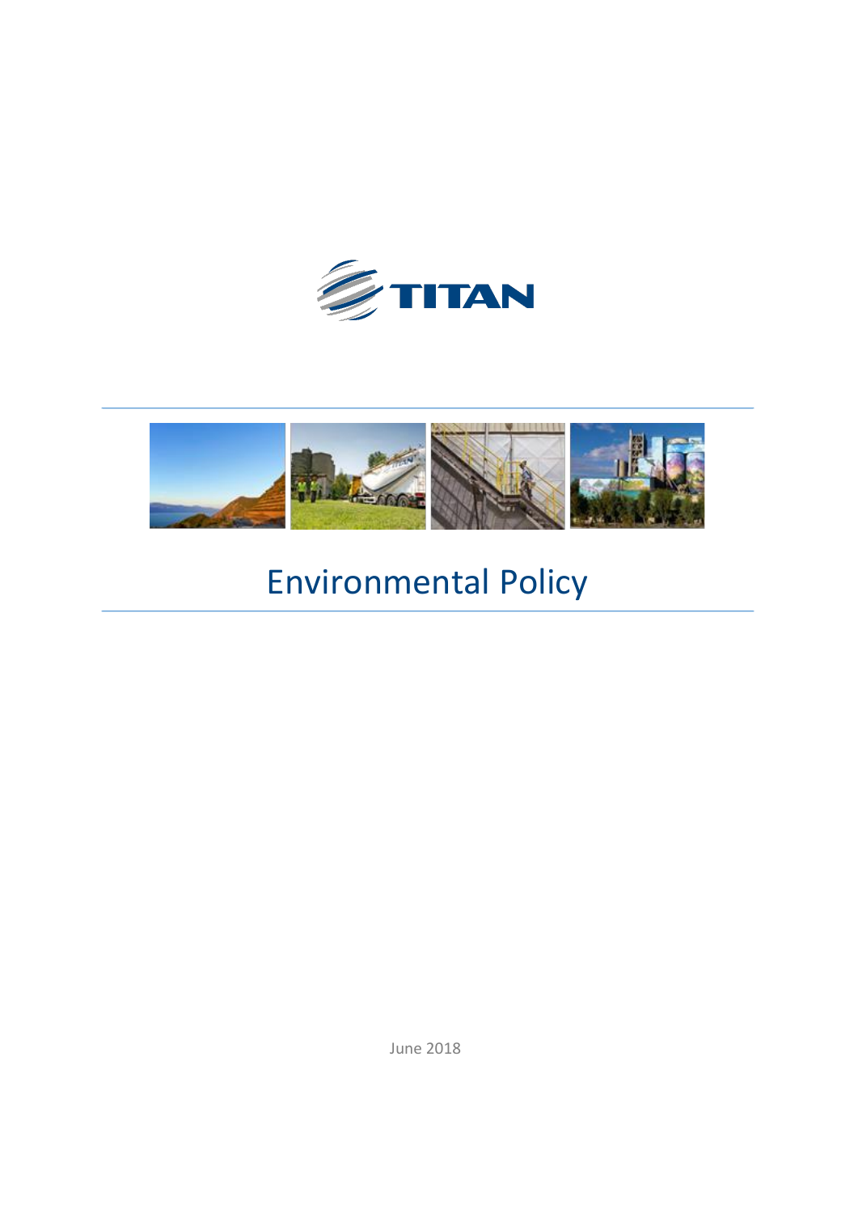TITAN

# Environmental Policy

June 2018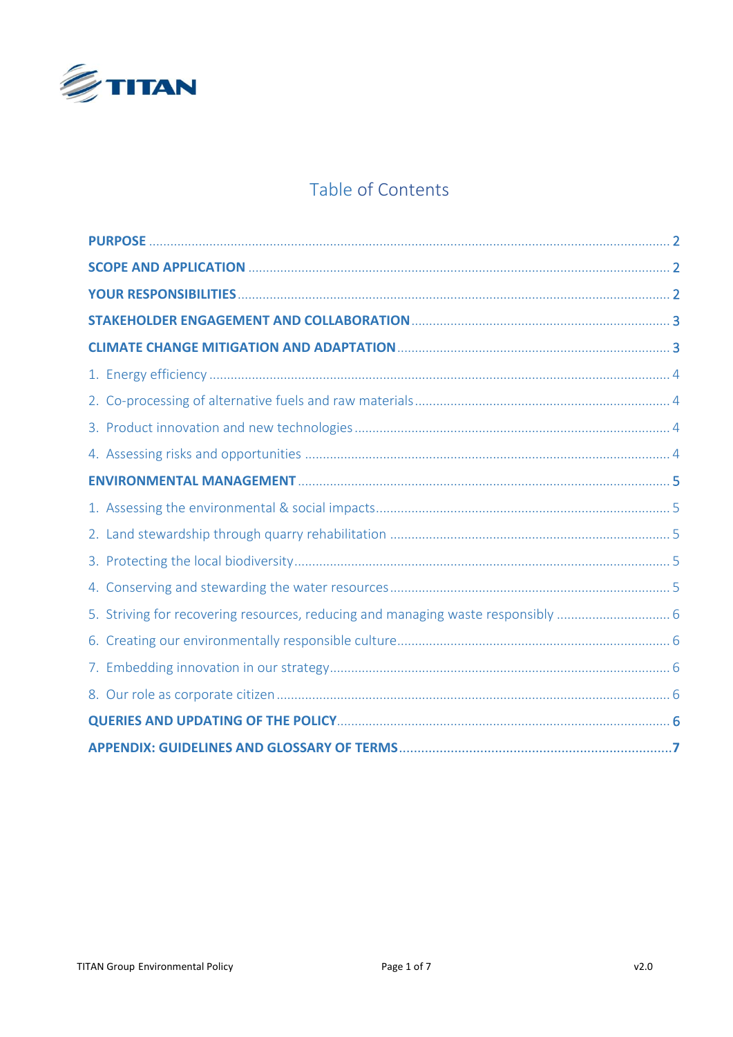# Table of Contents

- **PURPOSE** ..... 2
- **SCOPE AND APPLICATION** ..... 2
- **YOUR RESPONSIBILITIES** ..... 2
- **STAKEHOLDER ENGAGEMENT AND COLLABORATION** ..... 3
- **CLIMATE CHANGE MITIGATION AND ADAPTATION** ..... 3
  1. Energy efficiency ..... 4
  2. Co-processing of alternative fuels and raw materials ..... 4
  3. Product innovation and new technologies ..... 4
  4. Assessing risks and opportunities ..... 4
- **ENVIRONMENTAL MANAGEMENT** ..... 5
  1. Assessing the environmental & social impacts ..... 5
  2. Land stewardship through quarry rehabilitation ..... 5
  3. Protecting the local biodiversity ..... 5
  4. Conserving and stewarding the water resources ..... 5
  5. Striving for recovering resources, reducing and managing waste responsibly ..... 6
  6. Creating our environmentally responsible culture ..... 6
  7. Embedding innovation in our strategy ..... 6
  8. Our role as corporate citizen ..... 6
- **QUERIES AND UPDATING OF THE POLICY** ..... 6
- **APPENDIX: GUIDELINES AND GLOSSARY OF TERMS** ..... 7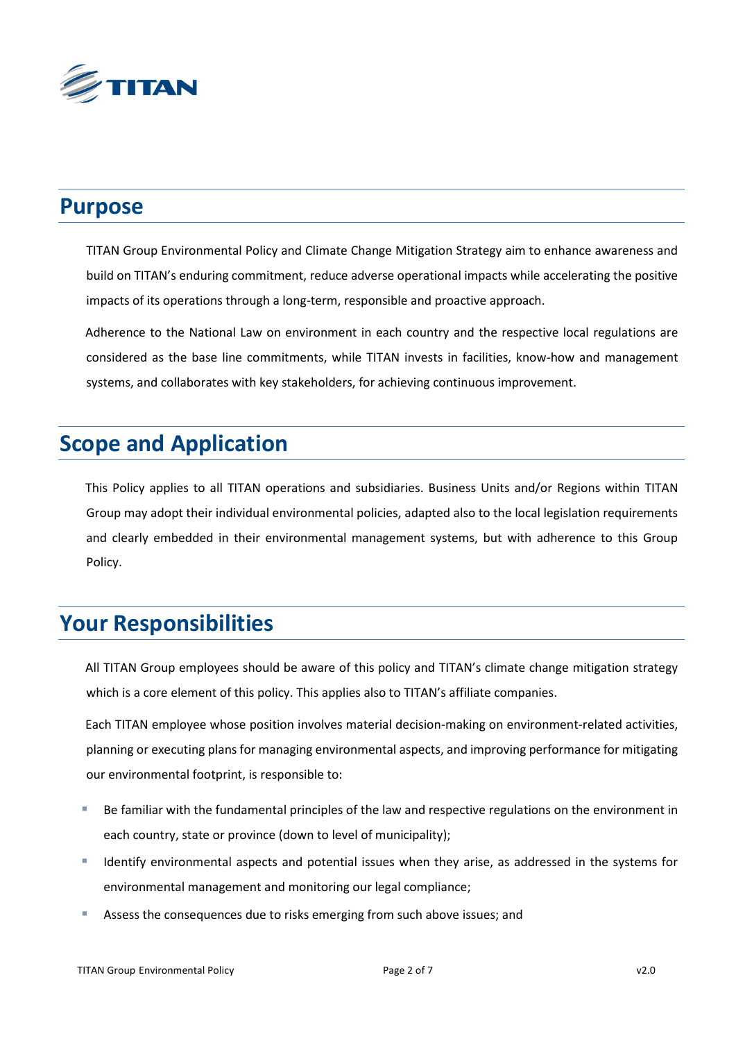## Purpose

TITAN Group Environmental Policy and Climate Change Mitigation Strategy aim to enhance awareness and build on TITAN's enduring commitment, reduce adverse operational impacts while accelerating the positive impacts of its operations through a long-term, responsible and proactive approach.

Adherence to the National Law on environment in each country and the respective local regulations are considered as the base line commitments, while TITAN invests in facilities, know-how and management systems, and collaborates with key stakeholders, for achieving continuous improvement.

## Scope and Application

This Policy applies to all TITAN operations and subsidiaries. Business Units and/or Regions within TITAN Group may adopt their individual environmental policies, adapted also to the local legislation requirements and clearly embedded in their environmental management systems, but with adherence to this Group Policy.

## Your Responsibilities

All TITAN Group employees should be aware of this policy and TITAN's climate change mitigation strategy which is a core element of this policy. This applies also to TITAN's affiliate companies.

Each TITAN employee whose position involves material decision-making on environment-related activities, planning or executing plans for managing environmental aspects, and improving performance for mitigating our environmental footprint, is responsible to:

- Be familiar with the fundamental principles of the law and respective regulations on the environment in each country, state or province (down to level of municipality);
- Identify environmental aspects and potential issues when they arise, as addressed in the systems for environmental management and monitoring our legal compliance;
- Assess the consequences due to risks emerging from such above issues; and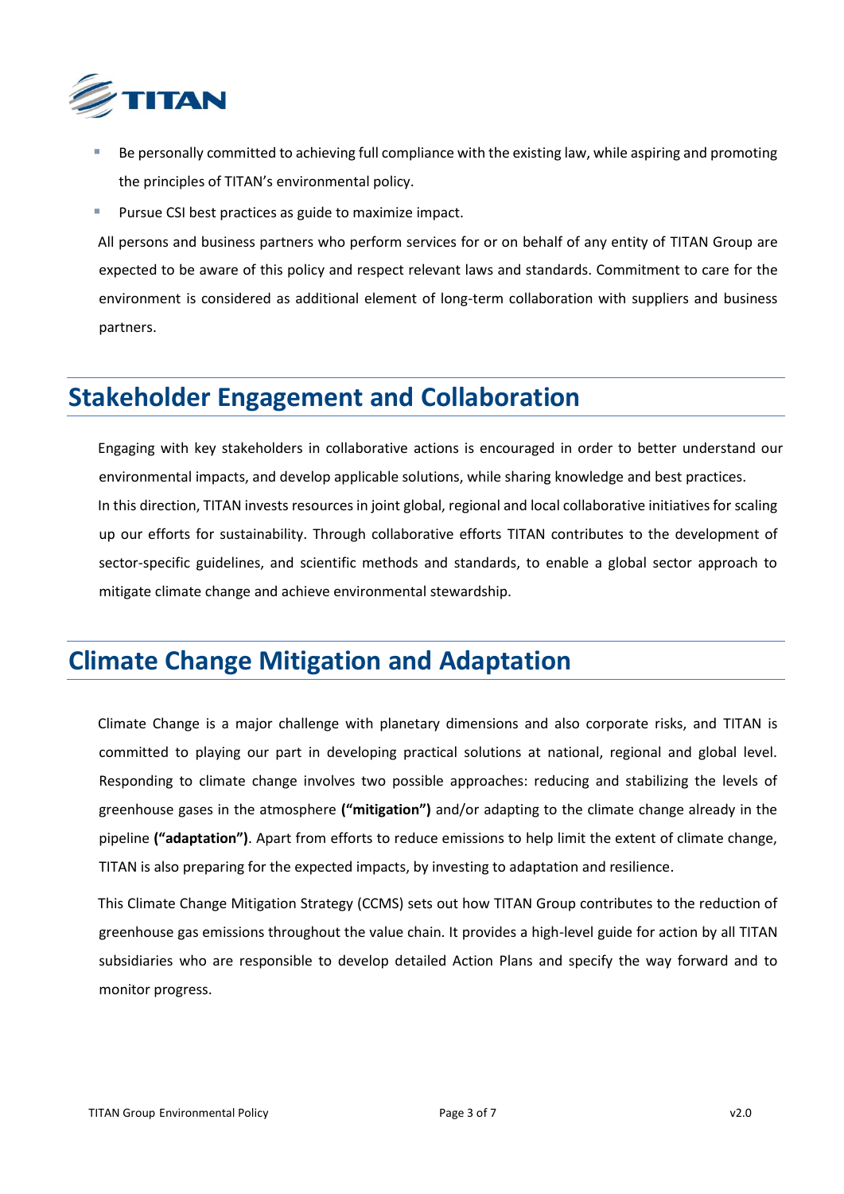- Be personally committed to achieving full compliance with the existing law, while aspiring and promoting the principles of TITAN's environmental policy.
- Pursue CSI best practices as guide to maximize impact.

All persons and business partners who perform services for or on behalf of any entity of TITAN Group are expected to be aware of this policy and respect relevant laws and standards. Commitment to care for the environment is considered as additional element of long-term collaboration with suppliers and business partners.

## Stakeholder Engagement and Collaboration

Engaging with key stakeholders in collaborative actions is encouraged in order to better understand our environmental impacts, and develop applicable solutions, while sharing knowledge and best practices.
In this direction, TITAN invests resources in joint global, regional and local collaborative initiatives for scaling up our efforts for sustainability. Through collaborative efforts TITAN contributes to the development of sector-specific guidelines, and scientific methods and standards, to enable a global sector approach to mitigate climate change and achieve environmental stewardship.

## Climate Change Mitigation and Adaptation

Climate Change is a major challenge with planetary dimensions and also corporate risks, and TITAN is committed to playing our part in developing practical solutions at national, regional and global level. Responding to climate change involves two possible approaches: reducing and stabilizing the levels of greenhouse gases in the atmosphere **("mitigation")** and/or adapting to the climate change already in the pipeline **("adaptation")**. Apart from efforts to reduce emissions to help limit the extent of climate change, TITAN is also preparing for the expected impacts, by investing to adaptation and resilience.

This Climate Change Mitigation Strategy (CCMS) sets out how TITAN Group contributes to the reduction of greenhouse gas emissions throughout the value chain. It provides a high-level guide for action by all TITAN subsidiaries who are responsible to develop detailed Action Plans and specify the way forward and to monitor progress.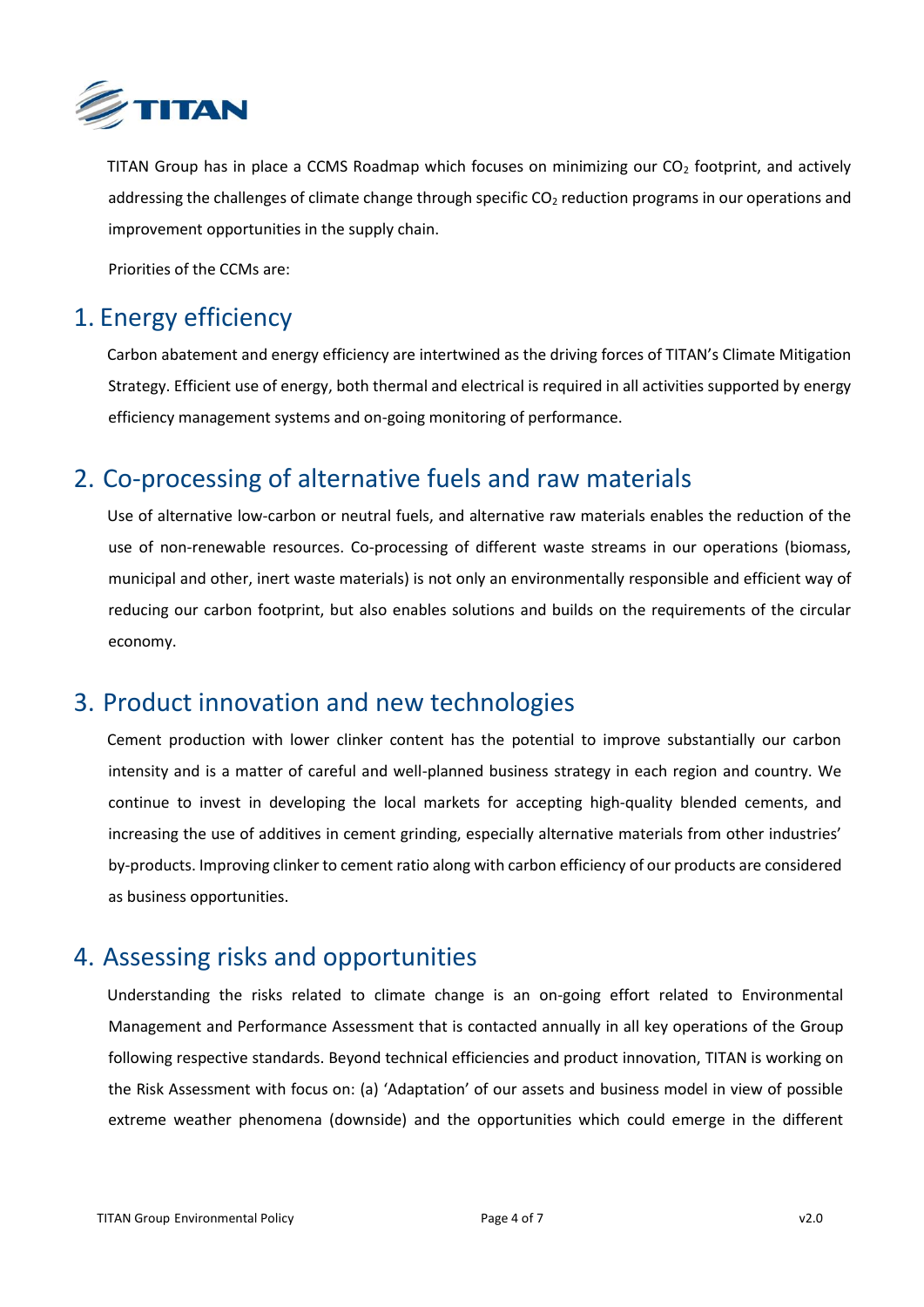TITAN Group has in place a CCMS Roadmap which focuses on minimizing our $CO_2$ footprint, and actively addressing the challenges of climate change through specific $CO_2$ reduction programs in our operations and improvement opportunities in the supply chain.

Priorities of the CCMs are:

## 1. Energy efficiency

Carbon abatement and energy efficiency are intertwined as the driving forces of TITAN's Climate Mitigation Strategy. Efficient use of energy, both thermal and electrical is required in all activities supported by energy efficiency management systems and on-going monitoring of performance.

## 2. Co-processing of alternative fuels and raw materials

Use of alternative low-carbon or neutral fuels, and alternative raw materials enables the reduction of the use of non-renewable resources. Co-processing of different waste streams in our operations (biomass, municipal and other, inert waste materials) is not only an environmentally responsible and efficient way of reducing our carbon footprint, but also enables solutions and builds on the requirements of the circular economy.

## 3. Product innovation and new technologies

Cement production with lower clinker content has the potential to improve substantially our carbon intensity and is a matter of careful and well-planned business strategy in each region and country. We continue to invest in developing the local markets for accepting high-quality blended cements, and increasing the use of additives in cement grinding, especially alternative materials from other industries' by-products. Improving clinker to cement ratio along with carbon efficiency of our products are considered as business opportunities.

## 4. Assessing risks and opportunities

Understanding the risks related to climate change is an on-going effort related to Environmental Management and Performance Assessment that is contacted annually in all key operations of the Group following respective standards. Beyond technical efficiencies and product innovation, TITAN is working on the Risk Assessment with focus on: (a) 'Adaptation' of our assets and business model in view of possible extreme weather phenomena (downside) and the opportunities which could emerge in the different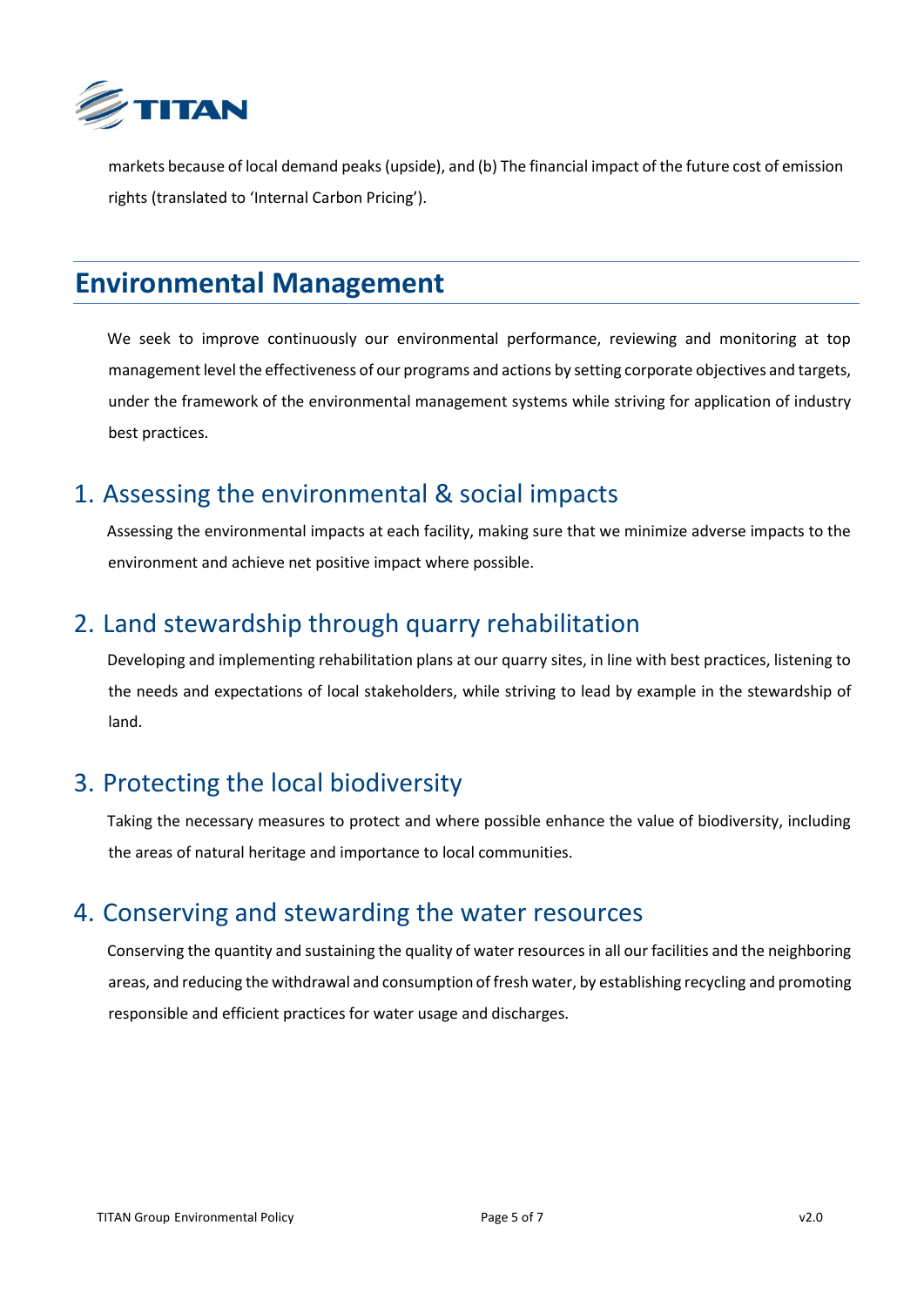markets because of local demand peaks (upside), and (b) The financial impact of the future cost of emission rights (translated to 'Internal Carbon Pricing').

# Environmental Management

We seek to improve continuously our environmental performance, reviewing and monitoring at top management level the effectiveness of our programs and actions by setting corporate objectives and targets, under the framework of the environmental management systems while striving for application of industry best practices.

## 1. Assessing the environmental & social impacts

Assessing the environmental impacts at each facility, making sure that we minimize adverse impacts to the environment and achieve net positive impact where possible.

## 2. Land stewardship through quarry rehabilitation

Developing and implementing rehabilitation plans at our quarry sites, in line with best practices, listening to the needs and expectations of local stakeholders, while striving to lead by example in the stewardship of land.

## 3. Protecting the local biodiversity

Taking the necessary measures to protect and where possible enhance the value of biodiversity, including the areas of natural heritage and importance to local communities.

## 4. Conserving and stewarding the water resources

Conserving the quantity and sustaining the quality of water resources in all our facilities and the neighboring areas, and reducing the withdrawal and consumption of fresh water, by establishing recycling and promoting responsible and efficient practices for water usage and discharges.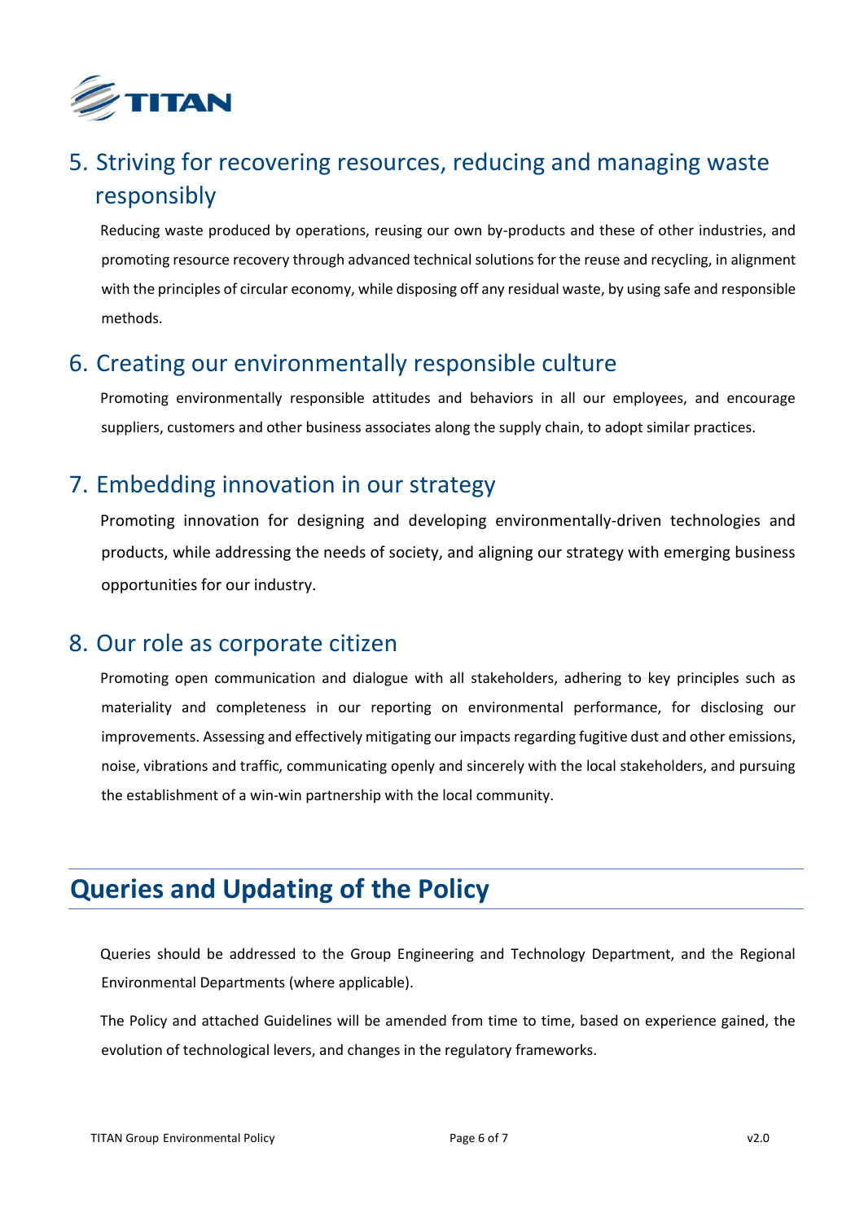## 5. Striving for recovering resources, reducing and managing waste responsibly

Reducing waste produced by operations, reusing our own by-products and these of other industries, and promoting resource recovery through advanced technical solutions for the reuse and recycling, in alignment with the principles of circular economy, while disposing off any residual waste, by using safe and responsible methods.

## 6. Creating our environmentally responsible culture

Promoting environmentally responsible attitudes and behaviors in all our employees, and encourage suppliers, customers and other business associates along the supply chain, to adopt similar practices.

## 7. Embedding innovation in our strategy

Promoting innovation for designing and developing environmentally-driven technologies and products, while addressing the needs of society, and aligning our strategy with emerging business opportunities for our industry.

## 8. Our role as corporate citizen

Promoting open communication and dialogue with all stakeholders, adhering to key principles such as materiality and completeness in our reporting on environmental performance, for disclosing our improvements. Assessing and effectively mitigating our impacts regarding fugitive dust and other emissions, noise, vibrations and traffic, communicating openly and sincerely with the local stakeholders, and pursuing the establishment of a win-win partnership with the local community.

# Queries and Updating of the Policy

Queries should be addressed to the Group Engineering and Technology Department, and the Regional Environmental Departments (where applicable).

The Policy and attached Guidelines will be amended from time to time, based on experience gained, the evolution of technological levers, and changes in the regulatory frameworks.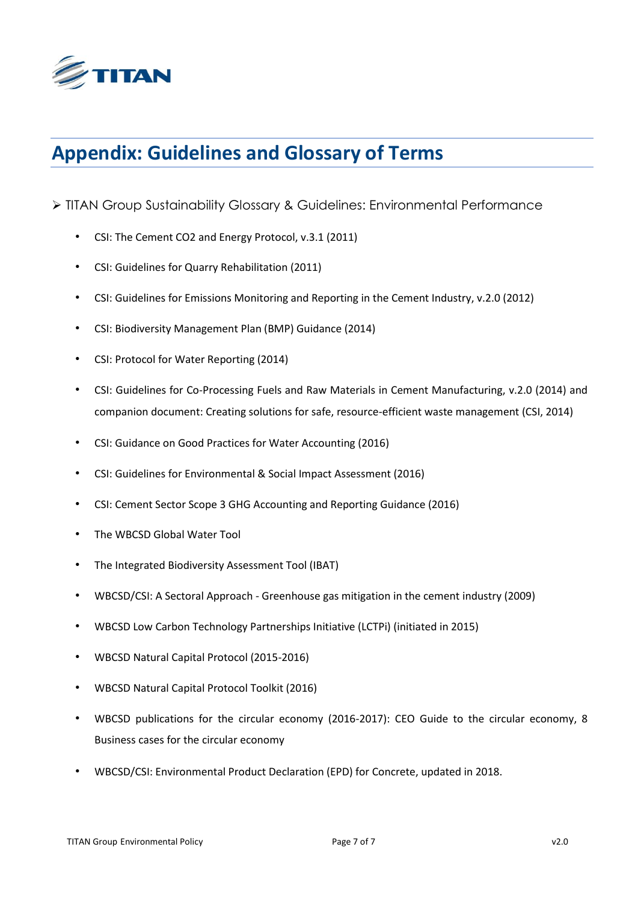# Appendix: Guidelines and Glossary of Terms

➢ TITAN Group Sustainability Glossary & Guidelines: Environmental Performance

- CSI: The Cement CO2 and Energy Protocol, v.3.1 (2011)
- CSI: Guidelines for Quarry Rehabilitation (2011)
- CSI: Guidelines for Emissions Monitoring and Reporting in the Cement Industry, v.2.0 (2012)
- CSI: Biodiversity Management Plan (BMP) Guidance (2014)
- CSI: Protocol for Water Reporting (2014)
- CSI: Guidelines for Co-Processing Fuels and Raw Materials in Cement Manufacturing, v.2.0 (2014) and companion document: Creating solutions for safe, resource-efficient waste management (CSI, 2014)
- CSI: Guidance on Good Practices for Water Accounting (2016)
- CSI: Guidelines for Environmental & Social Impact Assessment (2016)
- CSI: Cement Sector Scope 3 GHG Accounting and Reporting Guidance (2016)
- The WBCSD Global Water Tool
- The Integrated Biodiversity Assessment Tool (IBAT)
- WBCSD/CSI: A Sectoral Approach - Greenhouse gas mitigation in the cement industry (2009)
- WBCSD Low Carbon Technology Partnerships Initiative (LCTPi) (initiated in 2015)
- WBCSD Natural Capital Protocol (2015-2016)
- WBCSD Natural Capital Protocol Toolkit (2016)
- WBCSD publications for the circular economy (2016-2017): CEO Guide to the circular economy, 8 Business cases for the circular economy
- WBCSD/CSI: Environmental Product Declaration (EPD) for Concrete, updated in 2018.